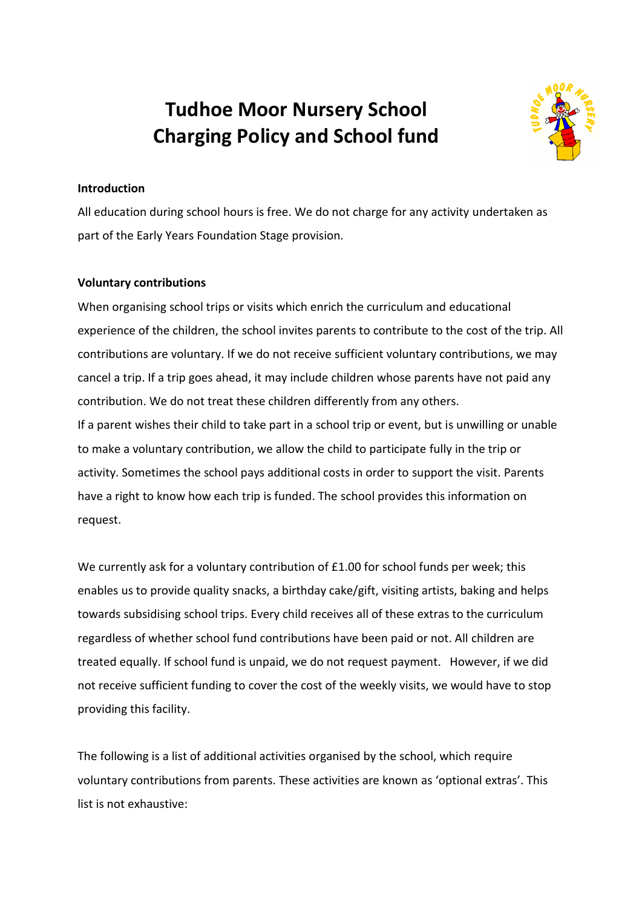# Tudhoe Moor Nursery School
# Charging Policy and School fund

**Introduction**

All education during school hours is free. We do not charge for any activity undertaken as part of the Early Years Foundation Stage provision.

**Voluntary contributions**

When organising school trips or visits which enrich the curriculum and educational experience of the children, the school invites parents to contribute to the cost of the trip. All contributions are voluntary. If we do not receive sufficient voluntary contributions, we may cancel a trip. If a trip goes ahead, it may include children whose parents have not paid any contribution. We do not treat these children differently from any others.

If a parent wishes their child to take part in a school trip or event, but is unwilling or unable to make a voluntary contribution, we allow the child to participate fully in the trip or activity. Sometimes the school pays additional costs in order to support the visit. Parents have a right to know how each trip is funded. The school provides this information on request.

We currently ask for a voluntary contribution of £1.00 for school funds per week; this enables us to provide quality snacks, a birthday cake/gift, visiting artists, baking and helps towards subsidising school trips. Every child receives all of these extras to the curriculum regardless of whether school fund contributions have been paid or not. All children are treated equally. If school fund is unpaid, we do not request payment. However, if we did not receive sufficient funding to cover the cost of the weekly visits, we would have to stop providing this facility.

The following is a list of additional activities organised by the school, which require voluntary contributions from parents. These activities are known as 'optional extras'. This list is not exhaustive: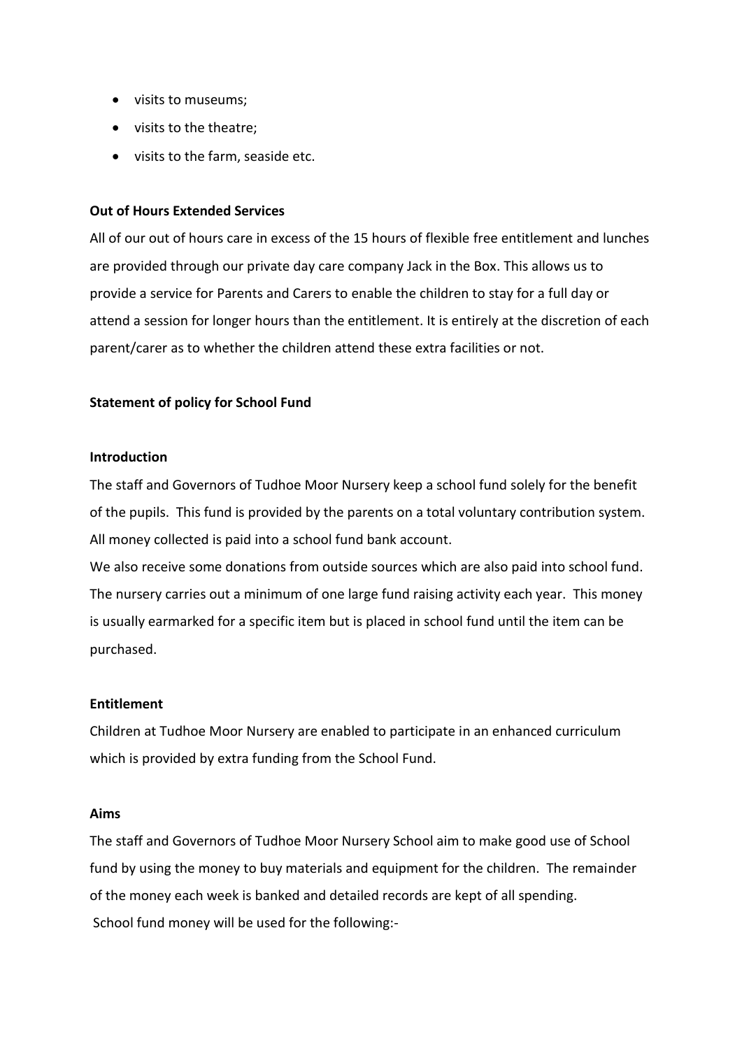- visits to museums;
- visits to the theatre;
- visits to the farm, seaside etc.

**Out of Hours Extended Services**

All of our out of hours care in excess of the 15 hours of flexible free entitlement and lunches are provided through our private day care company Jack in the Box. This allows us to provide a service for Parents and Carers to enable the children to stay for a full day or attend a session for longer hours than the entitlement. It is entirely at the discretion of each parent/carer as to whether the children attend these extra facilities or not.

**Statement of policy for School Fund**

**Introduction**

The staff and Governors of Tudhoe Moor Nursery keep a school fund solely for the benefit of the pupils. This fund is provided by the parents on a total voluntary contribution system. All money collected is paid into a school fund bank account.

We also receive some donations from outside sources which are also paid into school fund. The nursery carries out a minimum of one large fund raising activity each year. This money is usually earmarked for a specific item but is placed in school fund until the item can be purchased.

**Entitlement**

Children at Tudhoe Moor Nursery are enabled to participate in an enhanced curriculum which is provided by extra funding from the School Fund.

**Aims**

The staff and Governors of Tudhoe Moor Nursery School aim to make good use of School fund by using the money to buy materials and equipment for the children. The remainder of the money each week is banked and detailed records are kept of all spending.

School fund money will be used for the following:-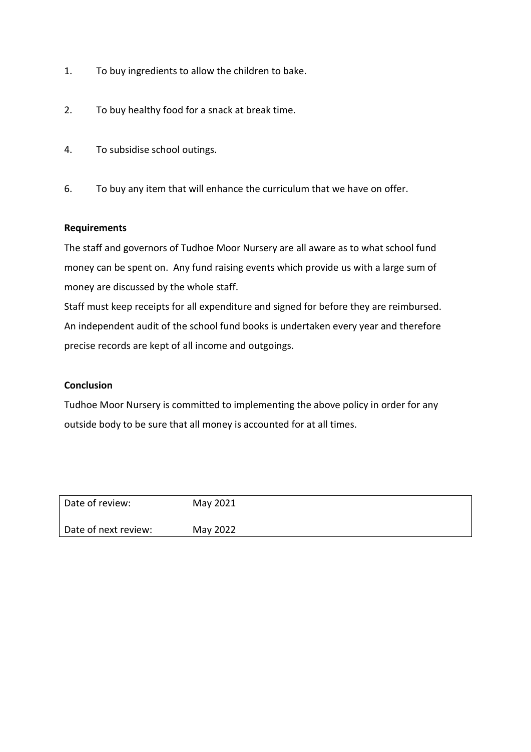1. To buy ingredients to allow the children to bake.

2. To buy healthy food for a snack at break time.

4. To subsidise school outings.

6. To buy any item that will enhance the curriculum that we have on offer.

**Requirements**

The staff and governors of Tudhoe Moor Nursery are all aware as to what school fund money can be spent on. Any fund raising events which provide us with a large sum of money are discussed by the whole staff.

Staff must keep receipts for all expenditure and signed for before they are reimbursed. An independent audit of the school fund books is undertaken every year and therefore precise records are kept of all income and outgoings.

**Conclusion**

Tudhoe Moor Nursery is committed to implementing the above policy in order for any outside body to be sure that all money is accounted for at all times.

| | |
|---|---|
| Date of review: | May 2021 |
| Date of next review: | May 2022 |